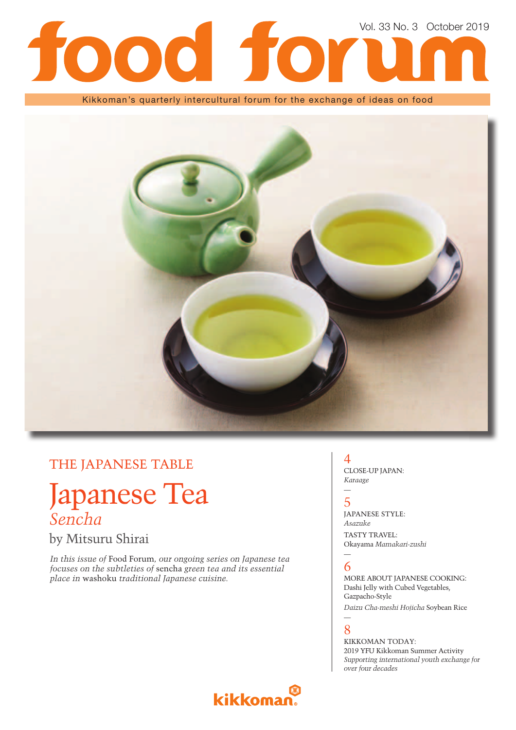# food forum

Vol. 33 No. 3 October 2019

Kikkoman's quarterly intercultural forum for the exchange of ideas on food

## THE JAPANESE TABLE

# Japanese Tea

## *Sencha*

by Mitsuru Shirai

*In this issue of* Food Forum*, our ongoing series on Japanese tea focuses on the subtleties of* sencha *green tea and its essential place in* washoku *traditional Japanese cuisine.*

4
CLOSE-UP JAPAN:
*Karaage*

5
JAPANESE STYLE:
*Asazuke*

TASTY TRAVEL:
Okayama *Mamakari-zushi*

6
MORE ABOUT JAPANESE COOKING:
Dashi Jelly with Cubed Vegetables, Gazpacho-Style

*Daizu Cha-meshi Hojicha* Soybean Rice

8
KIKKOMAN TODAY:
2019 YFU Kikkoman Summer Activity
*Supporting international youth exchange for over four decades*

kikkoman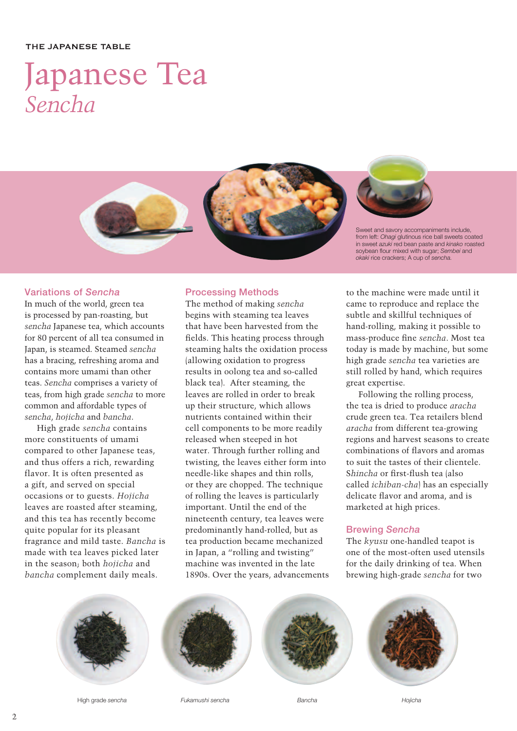THE JAPANESE TABLE

# Japanese Tea
## *Sencha*

Sweet and savory accompaniments include, from left: *Ohagi* glutinous rice ball sweets coated in sweet *azuki* red bean paste and *kinako* roasted soybean flour mixed with sugar; *Sembei* and *okaki* rice crackers; A cup of *sencha*.

### Variations of *Sencha*

In much of the world, green tea is processed by pan-roasting, but *sencha* Japanese tea, which accounts for 80 percent of all tea consumed in Japan, is steamed. Steamed *sencha* has a bracing, refreshing aroma and contains more umami than other teas. *Sencha* comprises a variety of teas, from high grade *sencha* to more common and affordable types of *sencha*, *hojicha* and *bancha*.

High grade *sencha* contains more constituents of umami compared to other Japanese teas, and thus offers a rich, rewarding flavor. It is often presented as a gift, and served on special occasions or to guests. *Hojicha* leaves are roasted after steaming, and this tea has recently become quite popular for its pleasant fragrance and mild taste. *Bancha* is made with tea leaves picked later in the season; both *hojicha* and *bancha* complement daily meals.

### Processing Methods

The method of making *sencha* begins with steaming tea leaves that have been harvested from the fields. This heating process through steaming halts the oxidation process (allowing oxidation to progress results in oolong tea and so-called black tea). After steaming, the leaves are rolled in order to break up their structure, which allows nutrients contained within their cell components to be more readily released when steeped in hot water. Through further rolling and twisting, the leaves either form into needle-like shapes and thin rolls, or they are chopped. The technique of rolling the leaves is particularly important. Until the end of the nineteenth century, tea leaves were predominantly hand-rolled, but as tea production became mechanized in Japan, a "rolling and twisting" machine was invented in the late 1890s. Over the years, advancements to the machine were made until it came to reproduce and replace the subtle and skillful techniques of hand-rolling, making it possible to mass-produce fine *sencha*. Most tea today is made by machine, but some high grade *sencha* tea varieties are still rolled by hand, which requires great expertise.

Following the rolling process, the tea is dried to produce *aracha* crude green tea. Tea retailers blend *aracha* from different tea-growing regions and harvest seasons to create combinations of flavors and aromas to suit the tastes of their clientele. *Shincha* or first-flush tea (also called *ichiban-cha*) has an especially delicate flavor and aroma, and is marketed at high prices.

### Brewing *Sencha*

The *kyusu* one-handled teapot is one of the most-often used utensils for the daily drinking of tea. When brewing high-grade *sencha* for two

High grade *sencha* — *Fukamushi sencha* — *Bancha* — *Hojicha*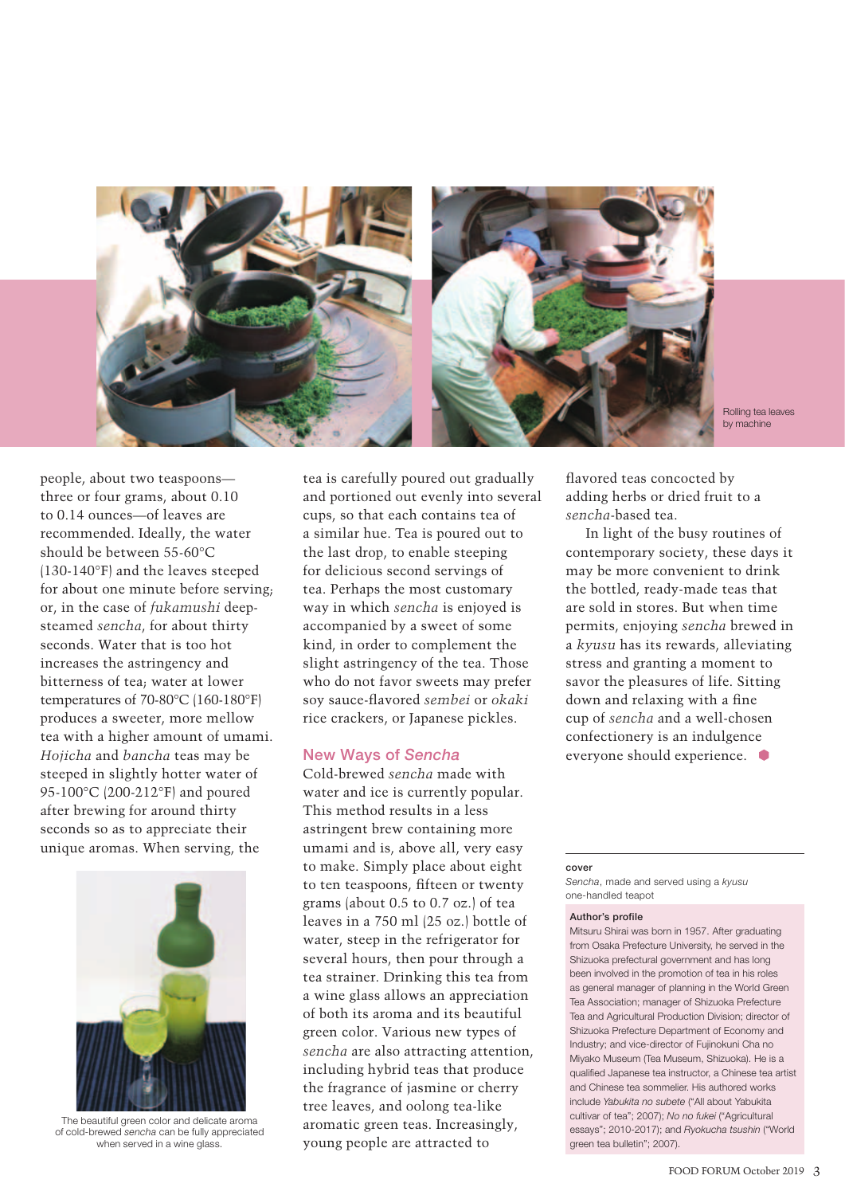Rolling tea leaves by machine

people, about two teaspoons—three or four grams, about 0.10 to 0.14 ounces—of leaves are recommended. Ideally, the water should be between 55-60°C (130-140°F) and the leaves steeped for about one minute before serving; or, in the case of *fukamushi* deep-steamed *sencha*, for about thirty seconds. Water that is too hot increases the astringency and bitterness of tea; water at lower temperatures of 70-80°C (160-180°F) produces a sweeter, more mellow tea with a higher amount of umami. *Hojicha* and *bancha* teas may be steeped in slightly hotter water of 95-100°C (200-212°F) and poured after brewing for around thirty seconds so as to appreciate their unique aromas. When serving, the tea is carefully poured out gradually and portioned out evenly into several cups, so that each contains tea of a similar hue. Tea is poured out to the last drop, to enable steeping for delicious second servings of tea. Perhaps the most customary way in which *sencha* is enjoyed is accompanied by a sweet of some kind, in order to complement the slight astringency of the tea. Those who do not favor sweets may prefer soy sauce-flavored *sembei* or *okaki* rice crackers, or Japanese pickles.

The beautiful green color and delicate aroma of cold-brewed *sencha* can be fully appreciated when served in a wine glass.

## New Ways of *Sencha*

Cold-brewed *sencha* made with water and ice is currently popular. This method results in a less astringent brew containing more umami and is, above all, very easy to make. Simply place about eight to ten teaspoons, fifteen or twenty grams (about 0.5 to 0.7 oz.) of tea leaves in a 750 ml (25 oz.) bottle of water, steep in the refrigerator for several hours, then pour through a tea strainer. Drinking this tea from a wine glass allows an appreciation of both its aroma and its beautiful green color. Various new types of *sencha* are also attracting attention, including hybrid teas that produce the fragrance of jasmine or cherry tree leaves, and oolong tea-like aromatic green teas. Increasingly, young people are attracted to flavored teas concocted by adding herbs or dried fruit to a *sencha*-based tea.

In light of the busy routines of contemporary society, these days it may be more convenient to drink the bottled, ready-made teas that are sold in stores. But when time permits, enjoying *sencha* brewed in a *kyusu* has its rewards, alleviating stress and granting a moment to savor the pleasures of life. Sitting down and relaxing with a fine cup of *sencha* and a well-chosen confectionery is an indulgence everyone should experience.

---

**cover**

*Sencha*, made and served using a *kyusu* one-handled teapot

**Author's profile**

Mitsuru Shirai was born in 1957. After graduating from Osaka Prefecture University, he served in the Shizuoka prefectural government and has long been involved in the promotion of tea in his roles as general manager of planning in the World Green Tea Association; manager of Shizuoka Prefecture Tea and Agricultural Production Division; director of Shizuoka Prefecture Department of Economy and Industry; and vice-director of Fujinokuni Cha no Miyako Museum (Tea Museum, Shizuoka). He is a qualified Japanese tea instructor, a Chinese tea artist and Chinese tea sommelier. His authored works include *Yabukita no subete* ("All about Yabukita cultivar of tea"; 2007); *No no fukei* ("Agricultural essays"; 2010-2017); and *Ryokucha tsushin* ("World green tea bulletin"; 2007).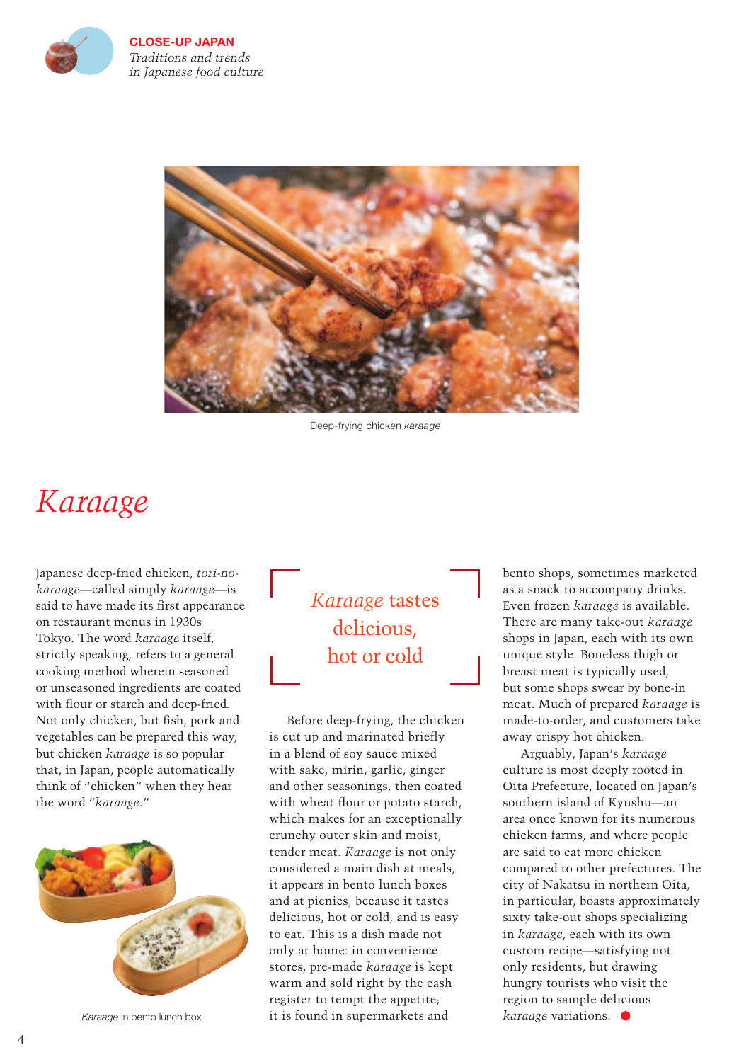**CLOSE-UP JAPAN**
*Traditions and trends in Japanese food culture*

Deep-frying chicken *karaage*

# *Karaage*

Japanese deep-fried chicken, *tori-no-karaage*—called simply *karaage*—is said to have made its first appearance on restaurant menus in 1930s Tokyo. The word *karaage* itself, strictly speaking, refers to a general cooking method wherein seasoned or unseasoned ingredients are coated with flour or starch and deep-fried. Not only chicken, but fish, pork and vegetables can be prepared this way, but chicken *karaage* is so popular that, in Japan, people automatically think of "chicken" when they hear the word "*karaage*."

*Karaage* in bento lunch box

> *Karaage* tastes delicious, hot or cold

Before deep-frying, the chicken is cut up and marinated briefly in a blend of soy sauce mixed with sake, mirin, garlic, ginger and other seasonings, then coated with wheat flour or potato starch, which makes for an exceptionally crunchy outer skin and moist, tender meat. *Karaage* is not only considered a main dish at meals, it appears in bento lunch boxes and at picnics, because it tastes delicious, hot or cold, and is easy to eat. This is a dish made not only at home: in convenience stores, pre-made *karaage* is kept warm and sold right by the cash register to tempt the appetite; it is found in supermarkets and bento shops, sometimes marketed as a snack to accompany drinks. Even frozen *karaage* is available. There are many take-out *karaage* shops in Japan, each with its own unique style. Boneless thigh or breast meat is typically used, but some shops swear by bone-in meat. Much of prepared *karaage* is made-to-order, and customers take away crispy hot chicken.

Arguably, Japan's *karaage* culture is most deeply rooted in Oita Prefecture, located on Japan's southern island of Kyushu—an area once known for its numerous chicken farms, and where people are said to eat more chicken compared to other prefectures. The city of Nakatsu in northern Oita, in particular, boasts approximately sixty take-out shops specializing in *karaage*, each with its own custom recipe—satisfying not only residents, but drawing hungry tourists who visit the region to sample delicious *karaage* variations.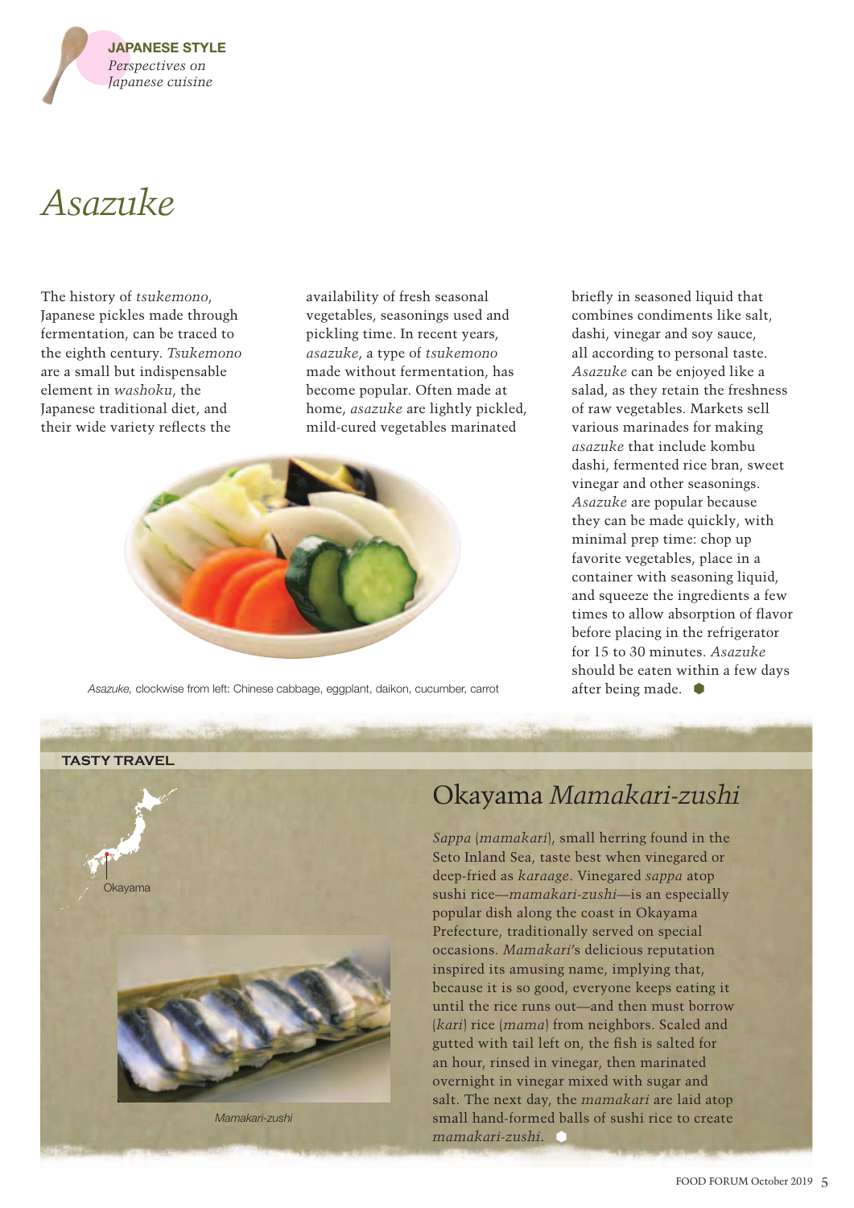JAPANESE STYLE
*Perspectives on Japanese cuisine*

# *Asazuke*

The history of *tsukemono*, Japanese pickles made through fermentation, can be traced to the eighth century. *Tsukemono* are a small but indispensable element in *washoku*, the Japanese traditional diet, and their wide variety reflects the availability of fresh seasonal vegetables, seasonings used and pickling time. In recent years, *asazuke*, a type of *tsukemono* made without fermentation, has become popular. Often made at home, *asazuke* are lightly pickled, mild-cured vegetables marinated briefly in seasoned liquid that combines condiments like salt, dashi, vinegar and soy sauce, all according to personal taste. *Asazuke* can be enjoyed like a salad, as they retain the freshness of raw vegetables. Markets sell various marinades for making *asazuke* that include kombu dashi, fermented rice bran, sweet vinegar and other seasonings. *Asazuke* are popular because they can be made quickly, with minimal prep time: chop up favorite vegetables, place in a container with seasoning liquid, and squeeze the ingredients a few times to allow absorption of flavor before placing in the refrigerator for 15 to 30 minutes. *Asazuke* should be eaten within a few days after being made.

*Asazuke*, clockwise from left: Chinese cabbage, eggplant, daikon, cucumber, carrot

**TASTY TRAVEL**

Okayama

## Okayama *Mamakari-zushi*

*Sappa* (*mamakari*), small herring found in the Seto Inland Sea, taste best when vinegared or deep-fried as *karaage*. Vinegared *sappa* atop sushi rice—*mamakari-zushi*—is an especially popular dish along the coast in Okayama Prefecture, traditionally served on special occasions. *Mamakari*'s delicious reputation inspired its amusing name, implying that, because it is so good, everyone keeps eating it until the rice runs out—and then must borrow (*kari*) rice (*mama*) from neighbors. Scaled and gutted with tail left on, the fish is salted for an hour, rinsed in vinegar, then marinated overnight in vinegar mixed with sugar and salt. The next day, the *mamakari* are laid atop small hand-formed balls of sushi rice to create *mamakari-zushi*.

*Mamakari-zushi*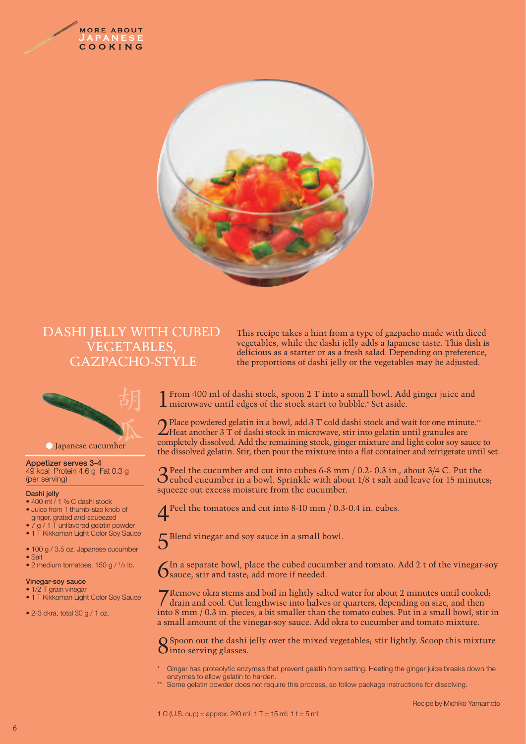# DASHI JELLY WITH CUBED VEGETABLES, GAZPACHO-STYLE

This recipe takes a hint from a type of gazpacho made with diced vegetables, while the dashi jelly adds a Japanese taste. This dish is delicious as a starter or as a fresh salad. Depending on preference, the proportions of dashi jelly or the vegetables may be adjusted.

胡瓜

Japanese cucumber

**Appetizer serves 3-4**
49 kcal Protein 4.6 g Fat 0.3 g
(per serving)

**Dashi jelly**

- 400 ml / 1 ⅔ C dashi stock
- Juice from 1 thumb-size knob of ginger, grated and squeezed
- 7 g / 1 T unflavored gelatin powder
- 1 T Kikkoman Light Color Soy Sauce

- 100 g / 3.5 oz. Japanese cucumber
- Salt
- 2 medium tomatoes, 150 g / ⅓ lb.

**Vinegar-soy sauce**

- 1/2 T grain vinegar
- 1 T Kikkoman Light Color Soy Sauce

- 2-3 okra, total 30 g / 1 oz.

1. From 400 ml of dashi stock, spoon 2 T into a small bowl. Add ginger juice and microwave until edges of the stock start to bubble.* Set aside.

2. Place powdered gelatin in a bowl, add 3 T cold dashi stock and wait for one minute.** Heat another 3 T of dashi stock in microwave, stir into gelatin until granules are completely dissolved. Add the remaining stock, ginger mixture and light color soy sauce to the dissolved gelatin. Stir, then pour the mixture into a flat container and refrigerate until set.

3. Peel the cucumber and cut into cubes 6-8 mm / 0.2- 0.3 in., about 3/4 C. Put the cubed cucumber in a bowl. Sprinkle with about 1/8 t salt and leave for 15 minutes; squeeze out excess moisture from the cucumber.

4. Peel the tomatoes and cut into 8-10 mm / 0.3-0.4 in. cubes.

5. Blend vinegar and soy sauce in a small bowl.

6. In a separate bowl, place the cubed cucumber and tomato. Add 2 t of the vinegar-soy sauce, stir and taste; add more if needed.

7. Remove okra stems and boil in lightly salted water for about 2 minutes until cooked; drain and cool. Cut lengthwise into halves or quarters, depending on size, and then into 8 mm / 0.3 in. pieces, a bit smaller than the tomato cubes. Put in a small bowl, stir in a small amount of the vinegar-soy sauce. Add okra to cucumber and tomato mixture.

8. Spoon out the dashi jelly over the mixed vegetables; stir lightly. Scoop this mixture into serving glasses.

\* Ginger has proteolytic enzymes that prevent gelatin from setting. Heating the ginger juice breaks down the enzymes to allow gelatin to harden.

\*\* Some gelatin powder does not require this process, so follow package instructions for dissolving.

Recipe by Michiko Yamamoto

1 C (U.S. cup) = approx. 240 ml; 1 T = 15 ml; 1 t = 5 ml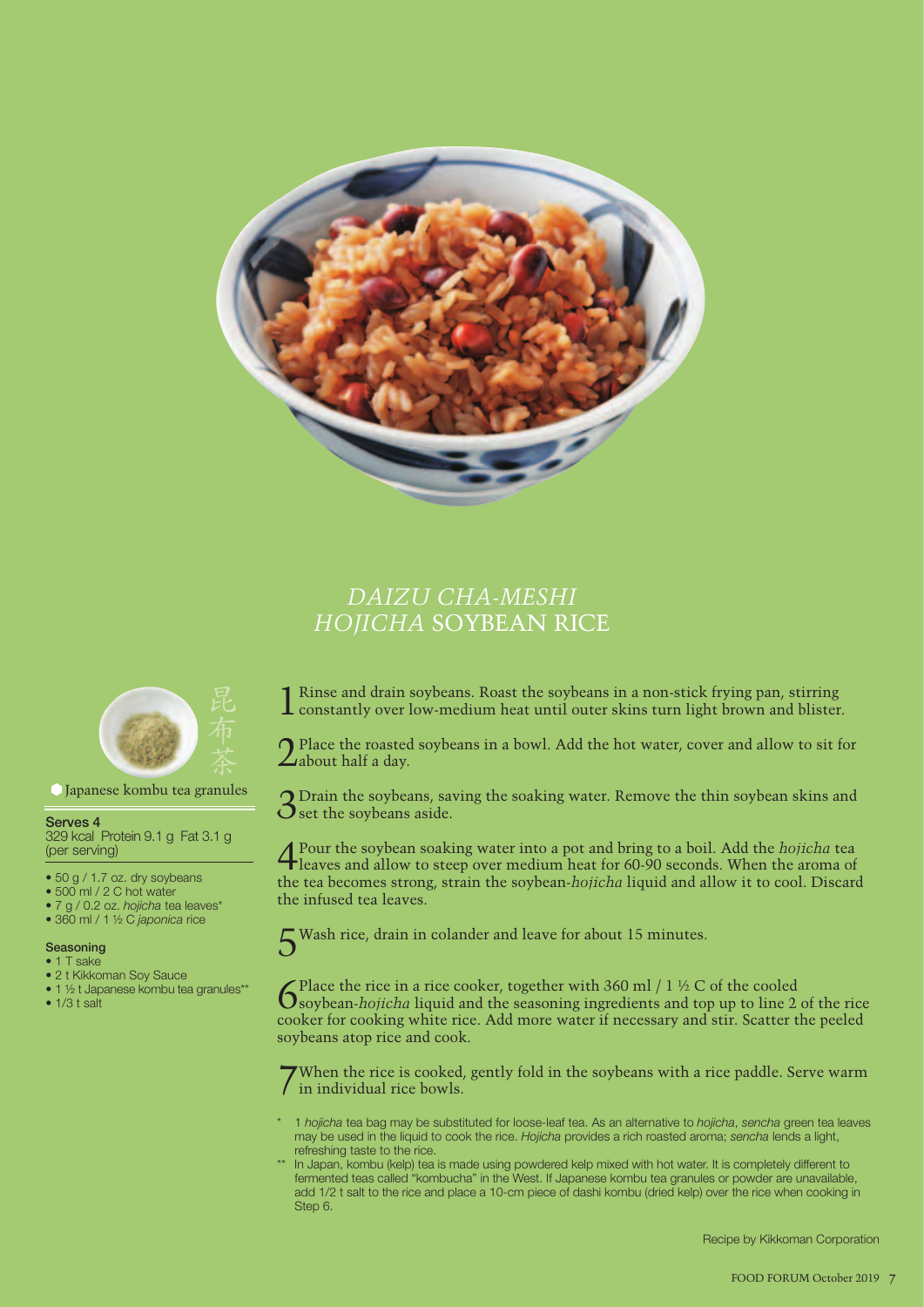# *DAIZU CHA-MESHI*
# *HOJICHA* SOYBEAN RICE

昆布茶

Japanese kombu tea granules

**Serves 4**
329 kcal Protein 9.1 g Fat 3.1 g
(per serving)

- 50 g / 1.7 oz. dry soybeans
- 500 ml / 2 C hot water
- 7 g / 0.2 oz. *hojicha* tea leaves*
- 360 ml / 1 ½ C *japonica* rice

**Seasoning**

- 1 T sake
- 2 t Kikkoman Soy Sauce
- 1 ½ t Japanese kombu tea granules**
- 1/3 t salt

1. Rinse and drain soybeans. Roast the soybeans in a non-stick frying pan, stirring constantly over low-medium heat until outer skins turn light brown and blister.

2. Place the roasted soybeans in a bowl. Add the hot water, cover and allow to sit for about half a day.

3. Drain the soybeans, saving the soaking water. Remove the thin soybean skins and set the soybeans aside.

4. Pour the soybean soaking water into a pot and bring to a boil. Add the *hojicha* tea leaves and allow to steep over medium heat for 60-90 seconds. When the aroma of the tea becomes strong, strain the soybean-*hojicha* liquid and allow it to cool. Discard the infused tea leaves.

5. Wash rice, drain in colander and leave for about 15 minutes.

6. Place the rice in a rice cooker, together with 360 ml / 1 ½ C of the cooled soybean-*hojicha* liquid and the seasoning ingredients and top up to line 2 of the rice cooker for cooking white rice. Add more water if necessary and stir. Scatter the peeled soybeans atop rice and cook.

7. When the rice is cooked, gently fold in the soybeans with a rice paddle. Serve warm in individual rice bowls.

\* 1 *hojicha* tea bag may be substituted for loose-leaf tea. As an alternative to *hojicha*, *sencha* green tea leaves may be used in the liquid to cook the rice. *Hojicha* provides a rich roasted aroma; *sencha* lends a light, refreshing taste to the rice.

\*\* In Japan, kombu (kelp) tea is made using powdered kelp mixed with hot water. It is completely different to fermented teas called "kombucha" in the West. If Japanese kombu tea granules or powder are unavailable, add 1/2 t salt to the rice and place a 10-cm piece of dashi kombu (dried kelp) over the rice when cooking in Step 6.

Recipe by Kikkoman Corporation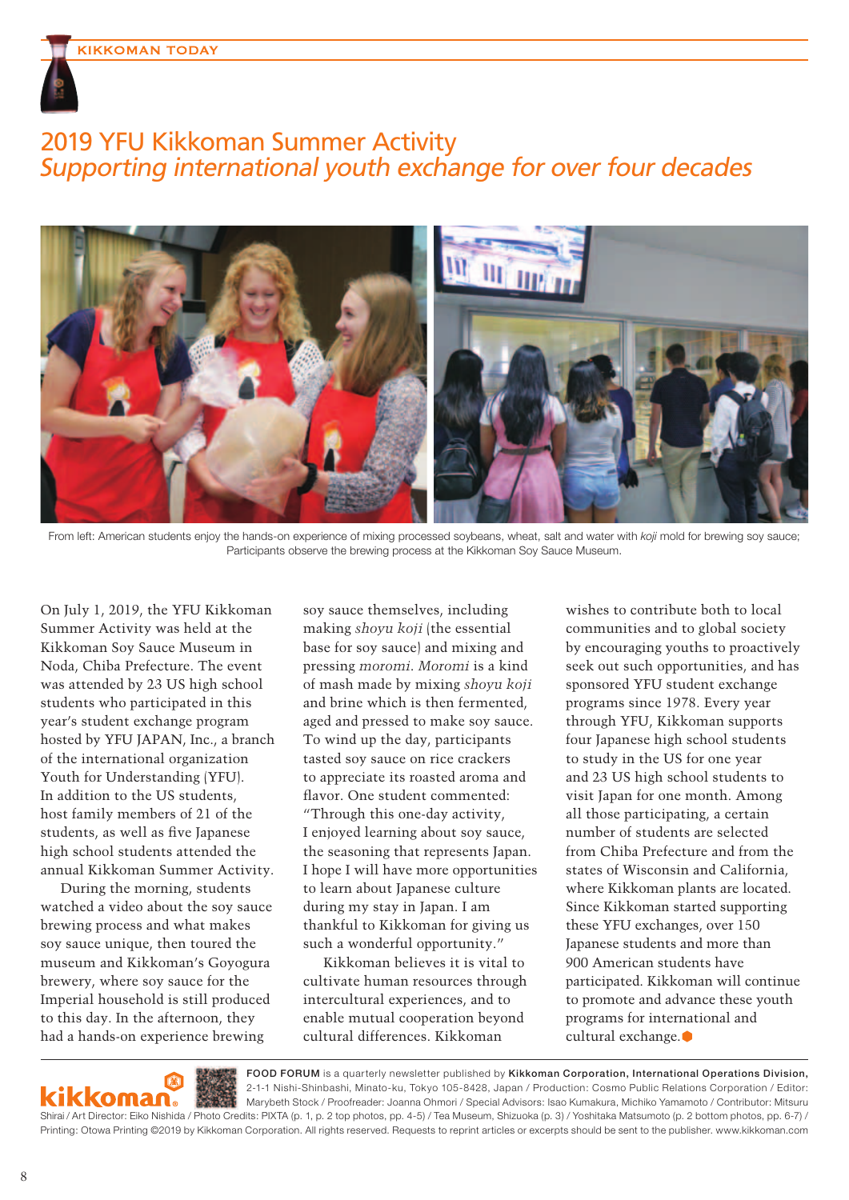KIKKOMAN TODAY

# 2019 YFU Kikkoman Summer Activity
## *Supporting international youth exchange for over four decades*

From left: American students enjoy the hands-on experience of mixing processed soybeans, wheat, salt and water with *koji* mold for brewing soy sauce; Participants observe the brewing process at the Kikkoman Soy Sauce Museum.

On July 1, 2019, the YFU Kikkoman Summer Activity was held at the Kikkoman Soy Sauce Museum in Noda, Chiba Prefecture. The event was attended by 23 US high school students who participated in this year's student exchange program hosted by YFU JAPAN, Inc., a branch of the international organization Youth for Understanding (YFU). In addition to the US students, host family members of 21 of the students, as well as five Japanese high school students attended the annual Kikkoman Summer Activity.

During the morning, students watched a video about the soy sauce brewing process and what makes soy sauce unique, then toured the museum and Kikkoman's Goyogura brewery, where soy sauce for the Imperial household is still produced to this day. In the afternoon, they had a hands-on experience brewing soy sauce themselves, including making *shoyu koji* (the essential base for soy sauce) and mixing and pressing *moromi*. *Moromi* is a kind of mash made by mixing *shoyu koji* and brine which is then fermented, aged and pressed to make soy sauce. To wind up the day, participants tasted soy sauce on rice crackers to appreciate its roasted aroma and flavor. One student commented: "Through this one-day activity, I enjoyed learning about soy sauce, the seasoning that represents Japan. I hope I will have more opportunities to learn about Japanese culture during my stay in Japan. I am thankful to Kikkoman for giving us such a wonderful opportunity."

Kikkoman believes it is vital to cultivate human resources through intercultural experiences, and to enable mutual cooperation beyond cultural differences. Kikkoman wishes to contribute both to local communities and to global society by encouraging youths to proactively seek out such opportunities, and has sponsored YFU student exchange programs since 1978. Every year through YFU, Kikkoman supports four Japanese high school students to study in the US for one year and 23 US high school students to visit Japan for one month. Among all those participating, a certain number of students are selected from Chiba Prefecture and from the states of Wisconsin and California, where Kikkoman plants are located. Since Kikkoman started supporting these YFU exchanges, over 150 Japanese students and more than 900 American students have participated. Kikkoman will continue to promote and advance these youth programs for international and cultural exchange.

kikkoman

**FOOD FORUM** is a quarterly newsletter published by **Kikkoman Corporation, International Operations Division,** 2-1-1 Nishi-Shinbashi, Minato-ku, Tokyo 105-8428, Japan / Production: Cosmo Public Relations Corporation / Editor: Marybeth Stock / Proofreader: Joanna Ohmori / Special Advisors: Isao Kumakura, Michiko Yamamoto / Contributor: Mitsuru Shirai / Art Director: Eiko Nishida / Photo Credits: PIXTA (p. 1, p. 2 top photos, pp. 4-5) / Tea Museum, Shizuoka (p. 3) / Yoshitaka Matsumoto (p. 2 bottom photos, pp. 6-7) / Printing: Otowa Printing ©2019 by Kikkoman Corporation. All rights reserved. Requests to reprint articles or excerpts should be sent to the publisher. www.kikkoman.com